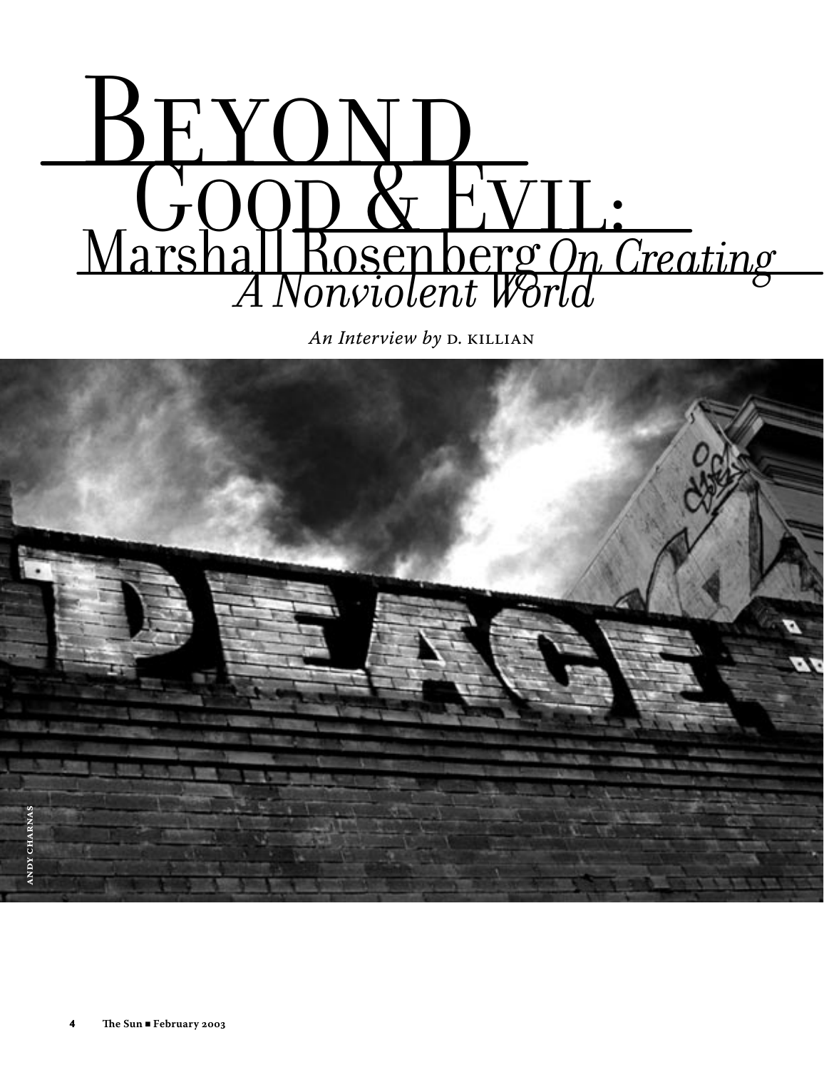# Beyond Good & Evil: Marshall Rosenberg *On Creating A Nonviolent World*

*An Interview by* D. Killian

ANDY CHARNAS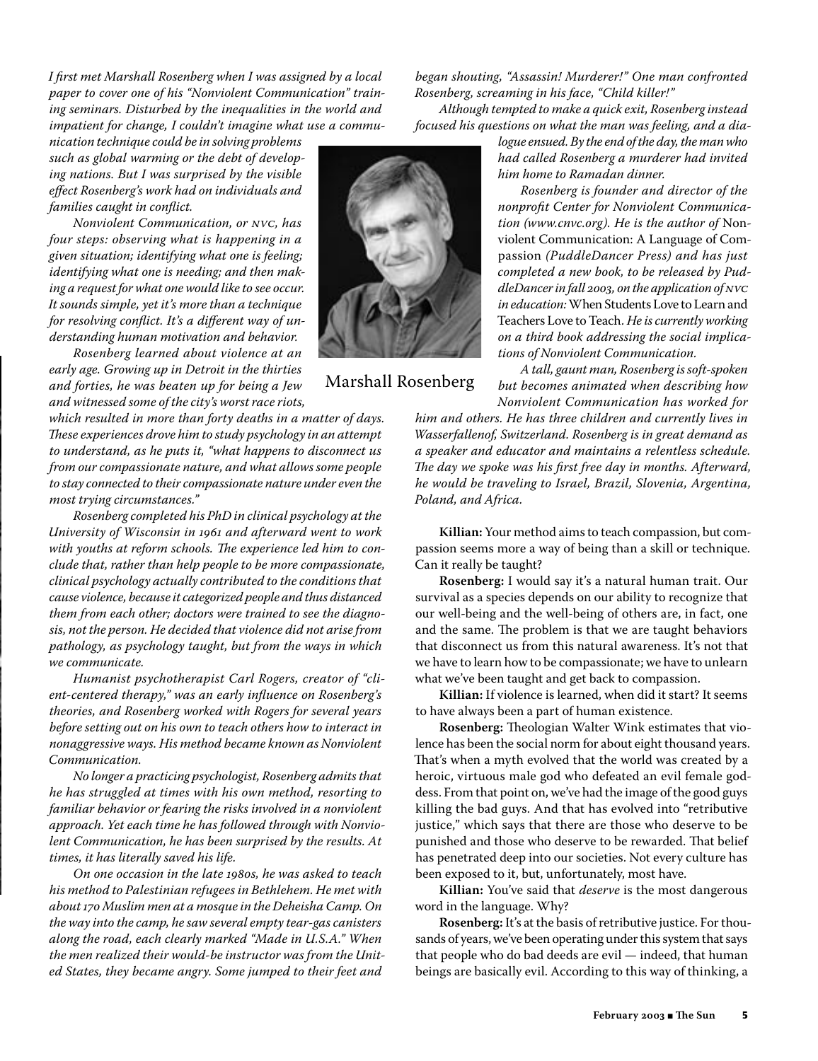*I first met Marshall Rosenberg when I was assigned by a local paper to cover one of his "Nonviolent Communication" training seminars. Disturbed by the inequalities in the world and impatient for change, I couldn't imagine what use a communication technique could be in solving problems such as global warming or the debt of developing nations. But I was surprised by the visible effect Rosenberg's work had on individuals and families caught in conflict.*

*Nonviolent Communication, or NVC, has four steps: observing what is happening in a given situation; identifying what one is feeling; identifying what one is needing; and then making a request for what one would like to see occur. It sounds simple, yet it's more than a technique for resolving conflict. It's a different way of understanding human motivation and behavior.*

*Rosenberg learned about violence at an early age. Growing up in Detroit in the thirties and forties, he was beaten up for being a Jew and witnessed some of the city's worst race riots, which resulted in more than forty deaths in a matter of days. These experiences drove him to study psychology in an attempt to understand, as he puts it, "what happens to disconnect us from our compassionate nature, and what allows some people to stay connected to their compassionate nature under even the most trying circumstances."*

*Rosenberg completed his PhD in clinical psychology at the University of Wisconsin in 1961 and afterward went to work with youths at reform schools. The experience led him to conclude that, rather than help people to be more compassionate, clinical psychology actually contributed to the conditions that cause violence, because it categorized people and thus distanced them from each other; doctors were trained to see the diagnosis, not the person. He decided that violence did not arise from pathology, as psychology taught, but from the ways in which we communicate.*

*Humanist psychotherapist Carl Rogers, creator of "client-centered therapy," was an early influence on Rosenberg's theories, and Rosenberg worked with Rogers for several years before setting out on his own to teach others how to interact in nonaggressive ways. His method became known as Nonviolent Communication.*

*No longer a practicing psychologist, Rosenberg admits that he has struggled at times with his own method, resorting to familiar behavior or fearing the risks involved in a nonviolent approach. Yet each time he has followed through with Nonviolent Communication, he has been surprised by the results. At times, it has literally saved his life.*

*On one occasion in the late 1980s, he was asked to teach his method to Palestinian refugees in Bethlehem. He met with about 170 Muslim men at a mosque in the Deheisha Camp. On the way into the camp, he saw several empty tear-gas canisters along the road, each clearly marked "Made in U.S.A." When the men realized their would-be instructor was from the United States, they became angry. Some jumped to their feet and began shouting, "Assassin! Murderer!" One man confronted Rosenberg, screaming in his face, "Child killer!"*

*Although tempted to make a quick exit, Rosenberg instead focused his questions on what the man was feeling, and a dialogue ensued. By the end of the day, the man who had called Rosenberg a murderer had invited him home to Ramadan dinner.*

Marshall Rosenberg

*Rosenberg is founder and director of the nonprofit Center for Nonviolent Communication (www.cnvc.org). He is the author of* Nonviolent Communication: A Language of Compassion *(PuddleDancer Press) and has just completed a new book, to be released by PuddleDancer in fall 2003, on the application of NVC in education:* When Students Love to Learn and Teachers Love to Teach. *He is currently working on a third book addressing the social implications of Nonviolent Communication.*

*A tall, gaunt man, Rosenberg is soft-spoken but becomes animated when describing how Nonviolent Communication has worked for him and others. He has three children and currently lives in Wasserfallenof, Switzerland. Rosenberg is in great demand as a speaker and educator and maintains a relentless schedule. The day we spoke was his first free day in months. Afterward, he would be traveling to Israel, Brazil, Slovenia, Argentina, Poland, and Africa.*

**Killian:** Your method aims to teach compassion, but compassion seems more a way of being than a skill or technique. Can it really be taught?

**Rosenberg:** I would say it's a natural human trait. Our survival as a species depends on our ability to recognize that our well-being and the well-being of others are, in fact, one and the same. The problem is that we are taught behaviors that disconnect us from this natural awareness. It's not that we have to learn how to be compassionate; we have to unlearn what we've been taught and get back to compassion.

**Killian:** If violence is learned, when did it start? It seems to have always been a part of human existence.

**Rosenberg:** Theologian Walter Wink estimates that violence has been the social norm for about eight thousand years. That's when a myth evolved that the world was created by a heroic, virtuous male god who defeated an evil female goddess. From that point on, we've had the image of the good guys killing the bad guys. And that has evolved into "retributive justice," which says that there are those who deserve to be punished and those who deserve to be rewarded. That belief has penetrated deep into our societies. Not every culture has been exposed to it, but, unfortunately, most have.

**Killian:** You've said that *deserve* is the most dangerous word in the language. Why?

**Rosenberg:** It's at the basis of retributive justice. For thousands of years, we've been operating under this system that says that people who do bad deeds are evil — indeed, that human beings are basically evil. According to this way of thinking, a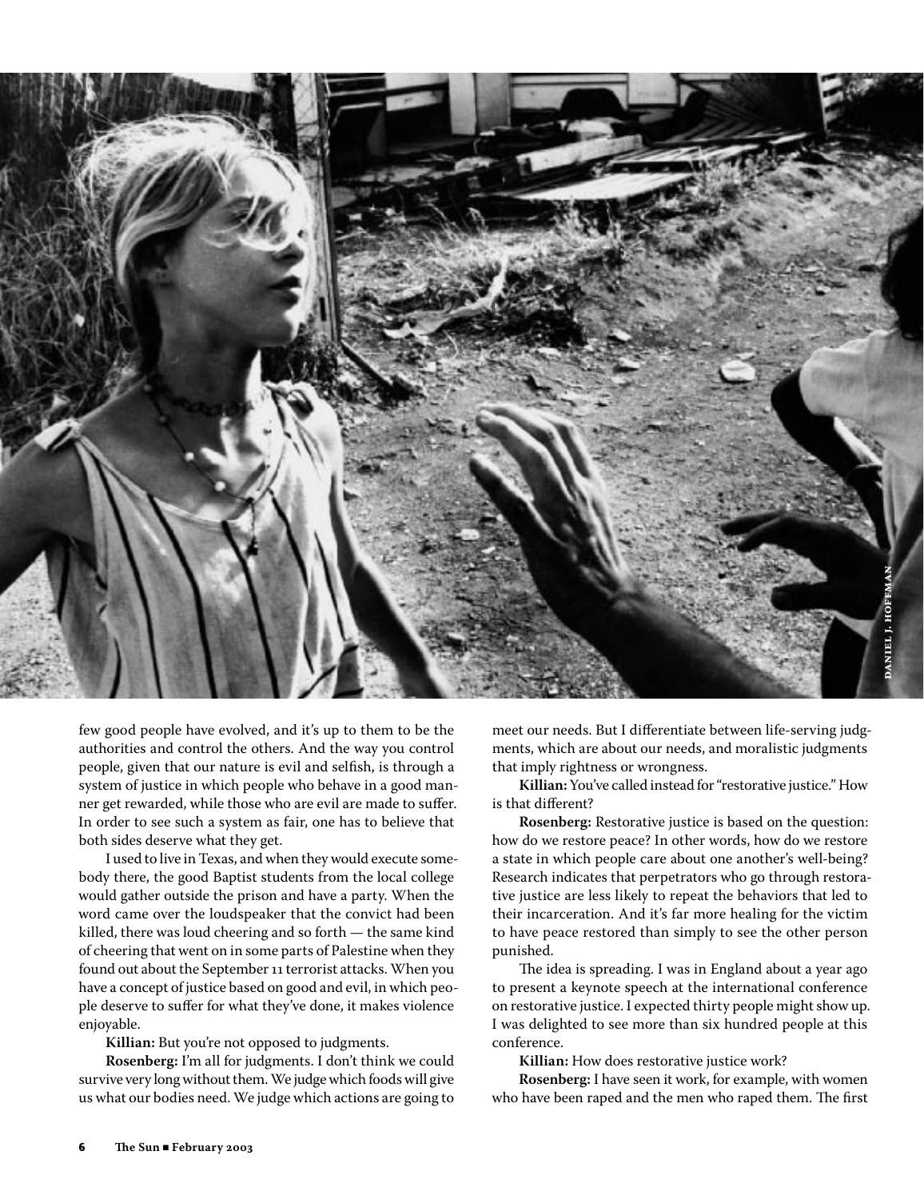few good people have evolved, and it's up to them to be the authorities and control the others. And the way you control people, given that our nature is evil and selfish, is through a system of justice in which people who behave in a good manner get rewarded, while those who are evil are made to suffer. In order to see such a system as fair, one has to believe that both sides deserve what they get.

I used to live in Texas, and when they would execute somebody there, the good Baptist students from the local college would gather outside the prison and have a party. When the word came over the loudspeaker that the convict had been killed, there was loud cheering and so forth — the same kind of cheering that went on in some parts of Palestine when they found out about the September 11 terrorist attacks. When you have a concept of justice based on good and evil, in which people deserve to suffer for what they've done, it makes violence enjoyable.

**Killian:** But you're not opposed to judgments.

**Rosenberg:** I'm all for judgments. I don't think we could survive very long without them. We judge which foods will give us what our bodies need. We judge which actions are going to meet our needs. But I differentiate between life-serving judgments, which are about our needs, and moralistic judgments that imply rightness or wrongness.

**Killian:** You've called instead for "restorative justice." How is that different?

**Rosenberg:** Restorative justice is based on the question: how do we restore peace? In other words, how do we restore a state in which people care about one another's well-being? Research indicates that perpetrators who go through restorative justice are less likely to repeat the behaviors that led to their incarceration. And it's far more healing for the victim to have peace restored than simply to see the other person punished.

The idea is spreading. I was in England about a year ago to present a keynote speech at the international conference on restorative justice. I expected thirty people might show up. I was delighted to see more than six hundred people at this conference.

**Killian:** How does restorative justice work?

**Rosenberg:** I have seen it work, for example, with women who have been raped and the men who raped them. The first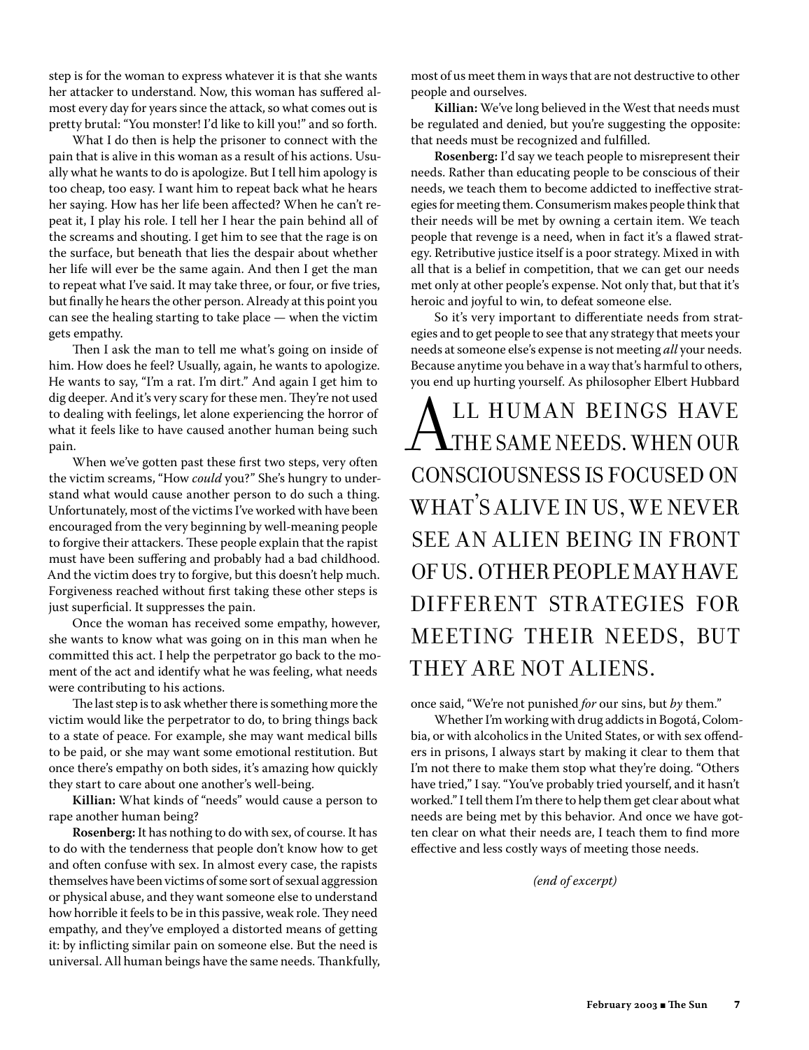step is for the woman to express whatever it is that she wants her attacker to understand. Now, this woman has suffered almost every day for years since the attack, so what comes out is pretty brutal: "You monster! I'd like to kill you!" and so forth.

What I do then is help the prisoner to connect with the pain that is alive in this woman as a result of his actions. Usually what he wants to do is apologize. But I tell him apology is too cheap, too easy. I want him to repeat back what he hears her saying. How has her life been affected? When he can't repeat it, I play his role. I tell her I hear the pain behind all of the screams and shouting. I get him to see that the rage is on the surface, but beneath that lies the despair about whether her life will ever be the same again. And then I get the man to repeat what I've said. It may take three, or four, or five tries, but finally he hears the other person. Already at this point you can see the healing starting to take place — when the victim gets empathy.

Then I ask the man to tell me what's going on inside of him. How does he feel? Usually, again, he wants to apologize. He wants to say, "I'm a rat. I'm dirt." And again I get him to dig deeper. And it's very scary for these men. They're not used to dealing with feelings, let alone experiencing the horror of what it feels like to have caused another human being such pain.

When we've gotten past these first two steps, very often the victim screams, "How *could* you?" She's hungry to understand what would cause another person to do such a thing. Unfortunately, most of the victims I've worked with have been encouraged from the very beginning by well-meaning people to forgive their attackers. These people explain that the rapist must have been suffering and probably had a bad childhood. And the victim does try to forgive, but this doesn't help much. Forgiveness reached without first taking these other steps is just superficial. It suppresses the pain.

Once the woman has received some empathy, however, she wants to know what was going on in this man when he committed this act. I help the perpetrator go back to the moment of the act and identify what he was feeling, what needs were contributing to his actions.

The last step is to ask whether there is something more the victim would like the perpetrator to do, to bring things back to a state of peace. For example, she may want medical bills to be paid, or she may want some emotional restitution. But once there's empathy on both sides, it's amazing how quickly they start to care about one another's well-being.

**Killian:** What kinds of "needs" would cause a person to rape another human being?

**Rosenberg:** It has nothing to do with sex, of course. It has to do with the tenderness that people don't know how to get and often confuse with sex. In almost every case, the rapists themselves have been victims of some sort of sexual aggression or physical abuse, and they want someone else to understand how horrible it feels to be in this passive, weak role. They need empathy, and they've employed a distorted means of getting it: by inflicting similar pain on someone else. But the need is universal. All human beings have the same needs. Thankfully, most of us meet them in ways that are not destructive to other people and ourselves.

**Killian:** We've long believed in the West that needs must be regulated and denied, but you're suggesting the opposite: that needs must be recognized and fulfilled.

**Rosenberg:** I'd say we teach people to misrepresent their needs. Rather than educating people to be conscious of their needs, we teach them to become addicted to ineffective strategies for meeting them. Consumerism makes people think that their needs will be met by owning a certain item. We teach people that revenge is a need, when in fact it's a flawed strategy. Retributive justice itself is a poor strategy. Mixed in with all that is a belief in competition, that we can get our needs met only at other people's expense. Not only that, but that it's heroic and joyful to win, to defeat someone else.

So it's very important to differentiate needs from strategies and to get people to see that any strategy that meets your needs at someone else's expense is not meeting *all* your needs. Because anytime you behave in a way that's harmful to others, you end up hurting yourself. As philosopher Elbert Hubbard once said, "We're not punished *for* our sins, but *by* them."

> ALL HUMAN BEINGS HAVE THE SAME NEEDS. WHEN OUR CONSCIOUSNESS IS FOCUSED ON WHAT'S ALIVE IN US, WE NEVER SEE AN ALIEN BEING IN FRONT OF US. OTHER PEOPLE MAY HAVE DIFFERENT STRATEGIES FOR MEETING THEIR NEEDS, BUT THEY ARE NOT ALIENS.

Whether I'm working with drug addicts in Bogotá, Colombia, or with alcoholics in the United States, or with sex offenders in prisons, I always start by making it clear to them that I'm not there to make them stop what they're doing. "Others have tried," I say. "You've probably tried yourself, and it hasn't worked." I tell them I'm there to help them get clear about what needs are being met by this behavior. And once we have gotten clear on what their needs are, I teach them to find more effective and less costly ways of meeting those needs.

*(end of excerpt)*